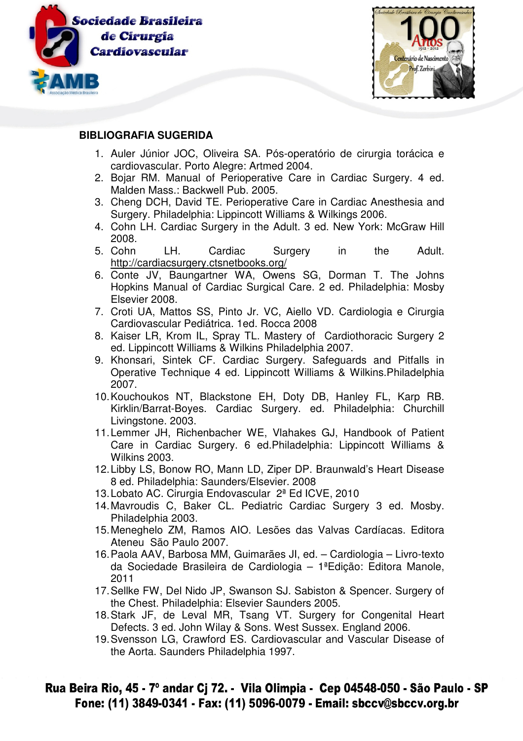## BIBLIOGRAFIA SUGERIDA

1. Auler Júnior JOC, Oliveira SA. Pós-operatório de cirurgia torácica e cardiovascular. Porto Alegre: Artmed 2004.
2. Bojar RM. Manual of Perioperative Care in Cardiac Surgery. 4 ed. Malden Mass.: Backwell Pub. 2005.
3. Cheng DCH, David TE. Perioperative Care in Cardiac Anesthesia and Surgery. Philadelphia: Lippincott Williams & Wilkings 2006.
4. Cohn LH. Cardiac Surgery in the Adult. 3 ed. New York: McGraw Hill 2008.
5. Cohn LH. Cardiac Surgery in the Adult. http://cardiacsurgery.ctsnetbooks.org/
6. Conte JV, Baungartner WA, Owens SG, Dorman T. The Johns Hopkins Manual of Cardiac Surgical Care. 2 ed. Philadelphia: Mosby Elsevier 2008.
7. Croti UA, Mattos SS, Pinto Jr. VC, Aiello VD. Cardiologia e Cirurgia Cardiovascular Pediátrica. 1ed. Rocca 2008
8. Kaiser LR, Krom IL, Spray TL. Mastery of Cardiothoracic Surgery 2 ed. Lippincott Williams & Wilkins Philadelphia 2007.
9. Khonsari, Sintek CF. Cardiac Surgery. Safeguards and Pitfalls in Operative Technique 4 ed. Lippincott Williams & Wilkins.Philadelphia 2007.
10. Kouchoukos NT, Blackstone EH, Doty DB, Hanley FL, Karp RB. Kirklin/Barrat-Boyes. Cardiac Surgery. ed. Philadelphia: Churchill Livingstone. 2003.
11. Lemmer JH, Richenbacher WE, Vlahakes GJ, Handbook of Patient Care in Cardiac Surgery. 6 ed.Philadelphia: Lippincott Williams & Wilkins 2003.
12. Libby LS, Bonow RO, Mann LD, Ziper DP. Braunwald's Heart Disease 8 ed. Philadelphia: Saunders/Elsevier. 2008
13. Lobato AC. Cirurgia Endovascular 2ª Ed ICVE, 2010
14. Mavroudis C, Baker CL. Pediatric Cardiac Surgery 3 ed. Mosby. Philadelphia 2003.
15. Meneghelo ZM, Ramos AIO. Lesões das Valvas Cardíacas. Editora Ateneu São Paulo 2007.
16. Paola AAV, Barbosa MM, Guimarães JI, ed. – Cardiologia – Livro-texto da Sociedade Brasileira de Cardiologia – 1ªEdição: Editora Manole, 2011
17. Sellke FW, Del Nido JP, Swanson SJ. Sabiston & Spencer. Surgery of the Chest. Philadelphia: Elsevier Saunders 2005.
18. Stark JF, de Leval MR, Tsang VT. Surgery for Congenital Heart Defects. 3 ed. John Wilay & Sons. West Sussex. England 2006.
19. Svensson LG, Crawford ES. Cardiovascular and Vascular Disease of the Aorta. Saunders Philadelphia 1997.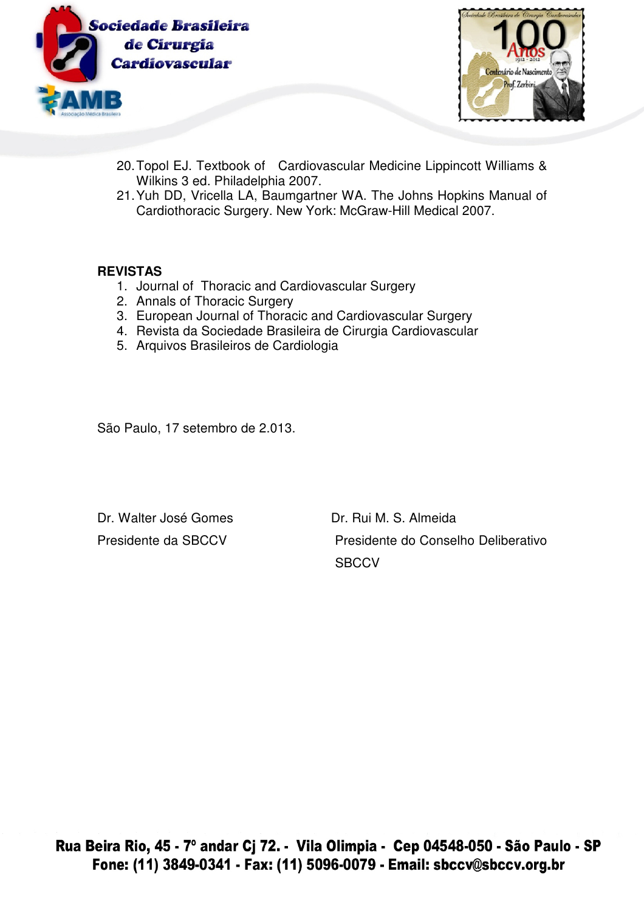20. Topol EJ. Textbook of Cardiovascular Medicine Lippincott Williams & Wilkins 3 ed. Philadelphia 2007.
21. Yuh DD, Vricella LA, Baumgartner WA. The Johns Hopkins Manual of Cardiothoracic Surgery. New York: McGraw-Hill Medical 2007.

**REVISTAS**

1. Journal of Thoracic and Cardiovascular Surgery
2. Annals of Thoracic Surgery
3. European Journal of Thoracic and Cardiovascular Surgery
4. Revista da Sociedade Brasileira de Cirurgia Cardiovascular
5. Arquivos Brasileiros de Cardiologia

São Paulo, 17 setembro de 2.013.

Dr. Walter José Gomes
Presidente da SBCCV

Dr. Rui M. S. Almeida
Presidente do Conselho Deliberativo SBCCV